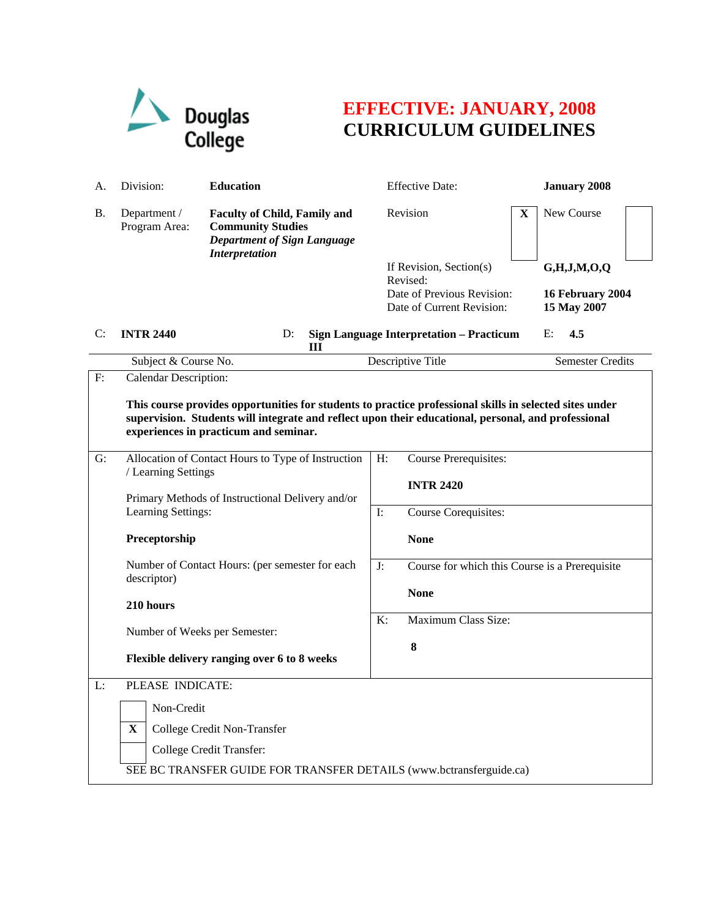Douglas College

# EFFECTIVE: JANUARY, 2008
# CURRICULUM GUIDELINES

| | | | | |
|---|---|---|---|---|
| A. | Division: | **Education** | Effective Date: | **January 2008** |
| B. | Department / Program Area: | **Faculty of Child, Family and Community Studies** ***Department of Sign Language Interpretation*** | Revision **X** | New Course |
| | | | If Revision, Section(s) Revised: | **G,H,J,M,O,Q** |
| | | | Date of Previous Revision: | **16 February 2004** |
| | | | Date of Current Revision: | **15 May 2007** |

| C: **INTR 2440** | D: **Sign Language Interpretation – Practicum III** | E: **4.5** |
|---|---|---|
| Subject & Course No. | Descriptive Title | Semester Credits |

**F: Calendar Description:**

**This course provides opportunities for students to practice professional skills in selected sites under supervision. Students will integrate and reflect upon their educational, personal, and professional experiences in practicum and seminar.**

**G: Allocation of Contact Hours to Type of Instruction / Learning Settings**

Primary Methods of Instructional Delivery and/or Learning Settings:

**Preceptorship**

Number of Contact Hours: (per semester for each descriptor)

**210 hours**

Number of Weeks per Semester:

**Flexible delivery ranging over 6 to 8 weeks**

**H: Course Prerequisites:**

**INTR 2420**

**I: Course Corequisites:**

**None**

**J: Course for which this Course is a Prerequisite**

**None**

**K: Maximum Class Size:**

**8**

**L: PLEASE INDICATE:**

- [ ] Non-Credit
- [X] College Credit Non-Transfer
- [ ] College Credit Transfer:

SEE BC TRANSFER GUIDE FOR TRANSFER DETAILS (www.bctransferguide.ca)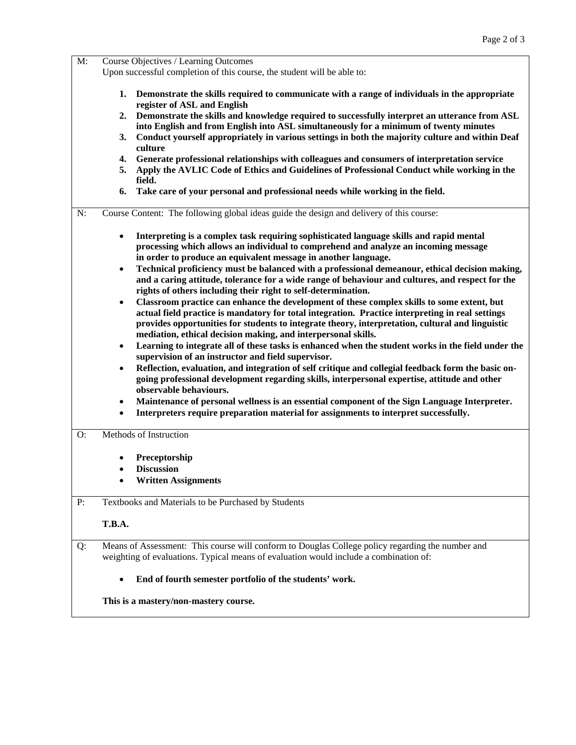M: Course Objectives / Learning Outcomes

Upon successful completion of this course, the student will be able to:

1. **Demonstrate the skills required to communicate with a range of individuals in the appropriate register of ASL and English**
2. **Demonstrate the skills and knowledge required to successfully interpret an utterance from ASL into English and from English into ASL simultaneously for a minimum of twenty minutes**
3. **Conduct yourself appropriately in various settings in both the majority culture and within Deaf culture**
4. **Generate professional relationships with colleagues and consumers of interpretation service**
5. **Apply the AVLIC Code of Ethics and Guidelines of Professional Conduct while working in the field.**
6. **Take care of your personal and professional needs while working in the field.**

N: Course Content: The following global ideas guide the design and delivery of this course:

- **Interpreting is a complex task requiring sophisticated language skills and rapid mental processing which allows an individual to comprehend and analyze an incoming message in order to produce an equivalent message in another language.**
- **Technical proficiency must be balanced with a professional demeanour, ethical decision making, and a caring attitude, tolerance for a wide range of behaviour and cultures, and respect for the rights of others including their right to self-determination.**
- **Classroom practice can enhance the development of these complex skills to some extent, but actual field practice is mandatory for total integration. Practice interpreting in real settings provides opportunities for students to integrate theory, interpretation, cultural and linguistic mediation, ethical decision making, and interpersonal skills.**
- **Learning to integrate all of these tasks is enhanced when the student works in the field under the supervision of an instructor and field supervisor.**
- **Reflection, evaluation, and integration of self critique and collegial feedback form the basic on-going professional development regarding skills, interpersonal expertise, attitude and other observable behaviours.**
- **Maintenance of personal wellness is an essential component of the Sign Language Interpreter.**
- **Interpreters require preparation material for assignments to interpret successfully.**

O: Methods of Instruction

- **Preceptorship**
- **Discussion**
- **Written Assignments**

P: Textbooks and Materials to be Purchased by Students

**T.B.A.**

Q: Means of Assessment: This course will conform to Douglas College policy regarding the number and weighting of evaluations. Typical means of evaluation would include a combination of:

- **End of fourth semester portfolio of the students' work.**

**This is a mastery/non-mastery course.**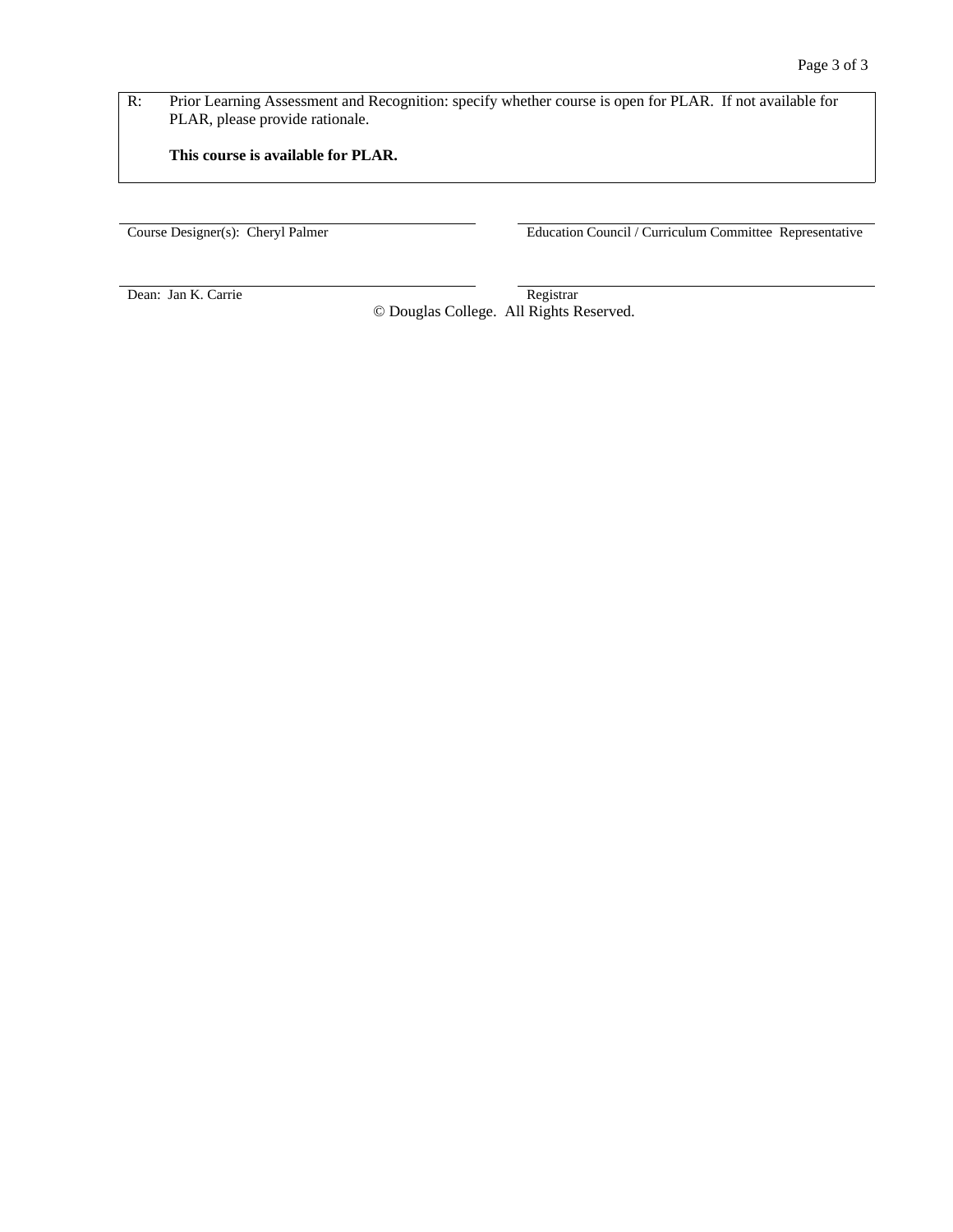R: Prior Learning Assessment and Recognition: specify whether course is open for PLAR. If not available for PLAR, please provide rationale.

**This course is available for PLAR.**

| | |
|---|---|
| Course Designer(s): Cheryl Palmer | Education Council / Curriculum Committee Representative |
| Dean: Jan K. Carrie | Registrar |

© Douglas College. All Rights Reserved.